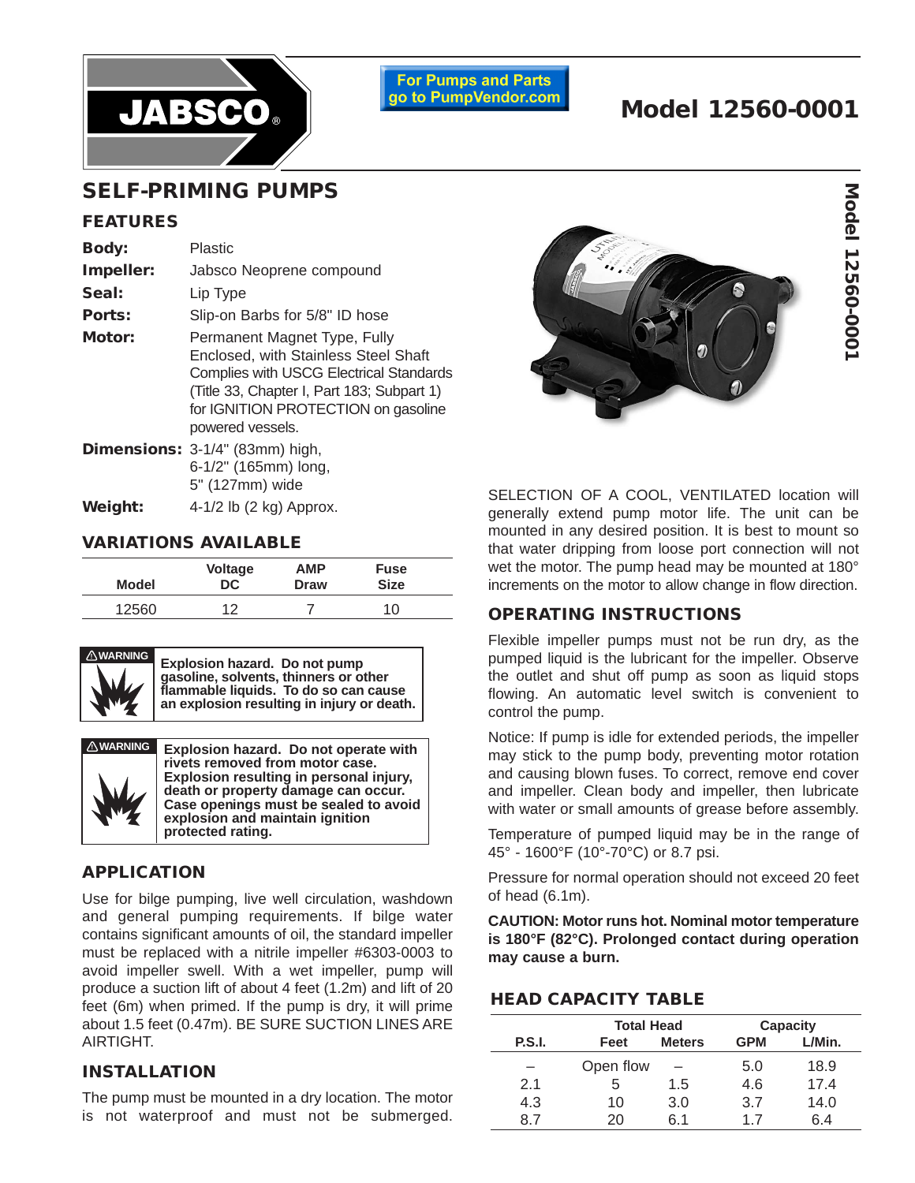JABSCO®

For Pumps and Parts go to PumpVendor.com

# Model 12560-0001

## SELF-PRIMING PUMPS

### FEATURES

**Body:** Plastic

**Impeller:** Jabsco Neoprene compound

**Seal:** Lip Type

**Ports:** Slip-on Barbs for 5/8" ID hose

**Motor:** Permanent Magnet Type, Fully Enclosed, with Stainless Steel Shaft Complies with USCG Electrical Standards (Title 33, Chapter I, Part 183; Subpart 1) for IGNITION PROTECTION on gasoline powered vessels.

**Dimensions:** 3-1/4" (83mm) high, 6-1/2" (165mm) long, 5" (127mm) wide

**Weight:** 4-1/2 lb (2 kg) Approx.

### VARIATIONS AVAILABLE

| Model | Voltage DC | AMP Draw | Fuse Size |
|---|---|---|---|
| 12560 | 12 | 7 | 10 |

⚠WARNING **Explosion hazard. Do not pump gasoline, solvents, thinners or other flammable liquids. To do so can cause an explosion resulting in injury or death.**

⚠WARNING **Explosion hazard. Do not operate with rivets removed from motor case. Explosion resulting in personal injury, death or property damage can occur. Case openings must be sealed to avoid explosion and maintain ignition protected rating.**

### APPLICATION

Use for bilge pumping, live well circulation, washdown and general pumping requirements. If bilge water contains significant amounts of oil, the standard impeller must be replaced with a nitrile impeller #6303-0003 to avoid impeller swell. With a wet impeller, pump will produce a suction lift of about 4 feet (1.2m) and lift of 20 feet (6m) when primed. If the pump is dry, it will prime about 1.5 feet (0.47m). BE SURE SUCTION LINES ARE AIRTIGHT.

### INSTALLATION

The pump must be mounted in a dry location. The motor is not waterproof and must not be submerged.

SELECTION OF A COOL, VENTILATED location will generally extend pump motor life. The unit can be mounted in any desired position. It is best to mount so that water dripping from loose port connection will not wet the motor. The pump head may be mounted at 180° increments on the motor to allow change in flow direction.

### OPERATING INSTRUCTIONS

Flexible impeller pumps must not be run dry, as the pumped liquid is the lubricant for the impeller. Observe the outlet and shut off pump as soon as liquid stops flowing. An automatic level switch is convenient to control the pump.

Notice: If pump is idle for extended periods, the impeller may stick to the pump body, preventing motor rotation and causing blown fuses. To correct, remove end cover and impeller. Clean body and impeller, then lubricate with water or small amounts of grease before assembly.

Temperature of pumped liquid may be in the range of 45° - 1600°F (10°-70°C) or 8.7 psi.

Pressure for normal operation should not exceed 20 feet of head (6.1m).

**CAUTION: Motor runs hot. Nominal motor temperature is 180°F (82°C). Prolonged contact during operation may cause a burn.**

### HEAD CAPACITY TABLE

| | Total Head | | Capacity | |
|---|---|---|---|---|
| P.S.I. | Feet | Meters | GPM | L/Min. |
| – | Open flow | – | 5.0 | 18.9 |
| 2.1 | 5 | 1.5 | 4.6 | 17.4 |
| 4.3 | 10 | 3.0 | 3.7 | 14.0 |
| 8.7 | 20 | 6.1 | 1.7 | 6.4 |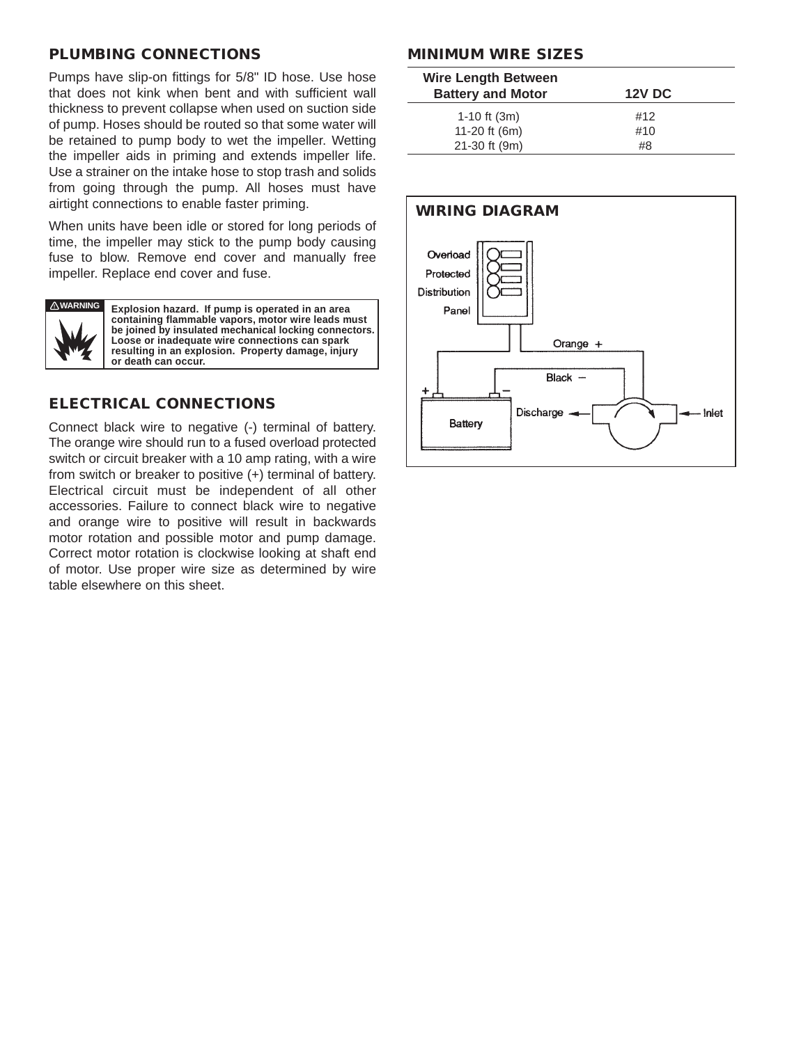## PLUMBING CONNECTIONS

Pumps have slip-on fittings for 5/8" ID hose. Use hose that does not kink when bent and with sufficient wall thickness to prevent collapse when used on suction side of pump. Hoses should be routed so that some water will be retained to pump body to wet the impeller. Wetting the impeller aids in priming and extends impeller life. Use a strainer on the intake hose to stop trash and solids from going through the pump. All hoses must have airtight connections to enable faster priming.

When units have been idle or stored for long periods of time, the impeller may stick to the pump body causing fuse to blow. Remove end cover and manually free impeller. Replace end cover and fuse.

**⚠WARNING** **Explosion hazard. If pump is operated in an area containing flammable vapors, motor wire leads must be joined by insulated mechanical locking connectors. Loose or inadequate wire connections can spark resulting in an explosion. Property damage, injury or death can occur.**

## ELECTRICAL CONNECTIONS

Connect black wire to negative (-) terminal of battery. The orange wire should run to a fused overload protected switch or circuit breaker with a 10 amp rating, with a wire from switch or breaker to positive (+) terminal of battery. Electrical circuit must be independent of all other accessories. Failure to connect black wire to negative and orange wire to positive will result in backwards motor rotation and possible motor and pump damage. Correct motor rotation is clockwise looking at shaft end of motor. Use proper wire size as determined by wire table elsewhere on this sheet.

## MINIMUM WIRE SIZES

| Wire Length Between Battery and Motor | 12V DC |
|---|---|
| 1-10 ft (3m) | #12 |
| 11-20 ft (6m) | #10 |
| 21-30 ft (9m) | #8 |

## WIRING DIAGRAM

Overload Protected Distribution Panel

Orange +

Black –

+ –

Battery

Discharge

Inlet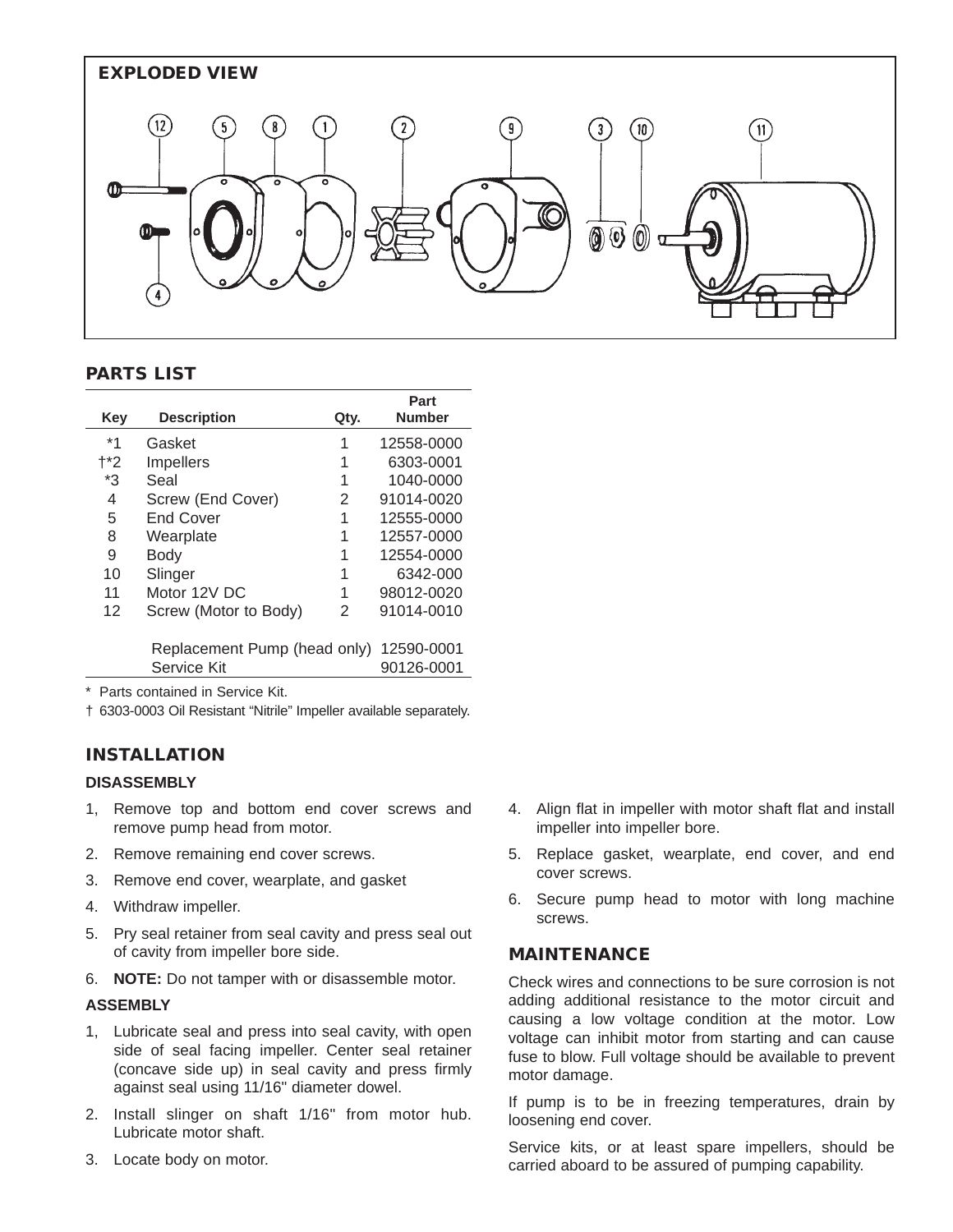## EXPLODED VIEW

## PARTS LIST

| Key | Description | Qty. | Part Number |
|---|---|---|---|
| *1 | Gasket | 1 | 12558-0000 |
| †*2 | Impellers | 1 | 6303-0001 |
| *3 | Seal | 1 | 1040-0000 |
| 4 | Screw (End Cover) | 2 | 91014-0020 |
| 5 | End Cover | 1 | 12555-0000 |
| 8 | Wearplate | 1 | 12557-0000 |
| 9 | Body | 1 | 12554-0000 |
| 10 | Slinger | 1 | 6342-000 |
| 11 | Motor 12V DC | 1 | 98012-0020 |
| 12 | Screw (Motor to Body) | 2 | 91014-0010 |
| | Replacement Pump (head only) | | 12590-0001 |
| | Service Kit | | 90126-0001 |

* Parts contained in Service Kit.

† 6303-0003 Oil Resistant "Nitrile" Impeller available separately.

## INSTALLATION

### DISASSEMBLY

1, Remove top and bottom end cover screws and remove pump head from motor.
2. Remove remaining end cover screws.
3. Remove end cover, wearplate, and gasket
4. Withdraw impeller.
5. Pry seal retainer from seal cavity and press seal out of cavity from impeller bore side.
6. **NOTE:** Do not tamper with or disassemble motor.

### ASSEMBLY

1, Lubricate seal and press into seal cavity, with open side of seal facing impeller. Center seal retainer (concave side up) in seal cavity and press firmly against seal using 11/16" diameter dowel.
2. Install slinger on shaft 1/16" from motor hub. Lubricate motor shaft.
3. Locate body on motor.
4. Align flat in impeller with motor shaft flat and install impeller into impeller bore.
5. Replace gasket, wearplate, end cover, and end cover screws.
6. Secure pump head to motor with long machine screws.

## MAINTENANCE

Check wires and connections to be sure corrosion is not adding additional resistance to the motor circuit and causing a low voltage condition at the motor. Low voltage can inhibit motor from starting and can cause fuse to blow. Full voltage should be available to prevent motor damage.

If pump is to be in freezing temperatures, drain by loosening end cover.

Service kits, or at least spare impellers, should be carried aboard to be assured of pumping capability.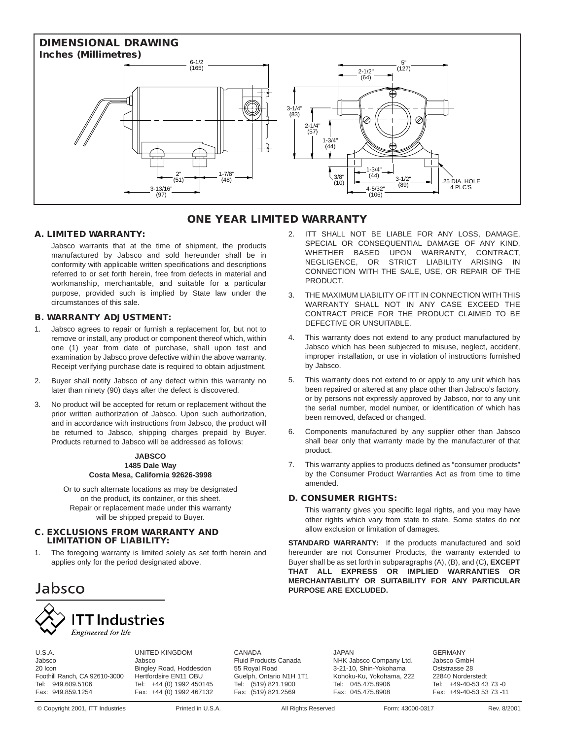## DIMENSIONAL DRAWING

**Inches (Millimetres)**

6-1/2
(165)

2"
(51)

1-7/8"
(48)

3-13/16"
(97)

5"
(127)

2-1/2"
(64)

3-1/4"
(83)

2-1/4"
(57)

1-3/4"
(44)

1-3/4"
(44)

3/8"
(10)

3-1/2"
(89)

4-5/32"
(106)

.25 DIA. HOLE
4 PLC'S

## ONE YEAR LIMITED WARRANTY

### A. LIMITED WARRANTY:

Jabsco warrants that at the time of shipment, the products manufactured by Jabsco and sold hereunder shall be in conformity with applicable written specifications and descriptions referred to or set forth herein, free from defects in material and workmanship, merchantable, and suitable for a particular purpose, provided such is implied by State law under the circumstances of this sale.

### B. WARRANTY ADJUSTMENT:

1. Jabsco agrees to repair or furnish a replacement for, but not to remove or install, any product or component thereof which, within one (1) year from date of purchase, shall upon test and examination by Jabsco prove defective within the above warranty. Receipt verifying purchase date is required to obtain adjustment.
2. Buyer shall notify Jabsco of any defect within this warranty no later than ninety (90) days after the defect is discovered.
3. No product will be accepted for return or replacement without the prior written authorization of Jabsco. Upon such authorization, and in accordance with instructions from Jabsco, the product will be returned to Jabsco, shipping charges prepaid by Buyer. Products returned to Jabsco will be addressed as follows:

**JABSCO**
**1485 Dale Way**
**Costa Mesa, California 92626-3998**

Or to such alternate locations as may be designated on the product, its container, or this sheet. Repair or replacement made under this warranty will be shipped prepaid to Buyer.

### C. EXCLUSIONS FROM WARRANTY AND LIMITATION OF LIABILITY:

1. The foregoing warranty is limited solely as set forth herein and applies only for the period designated above.
2. ITT SHALL NOT BE LIABLE FOR ANY LOSS, DAMAGE, SPECIAL OR CONSEQUENTIAL DAMAGE OF ANY KIND, WHETHER BASED UPON WARRANTY, CONTRACT, NEGLIGENCE, OR STRICT LIABILITY ARISING IN CONNECTION WITH THE SALE, USE, OR REPAIR OF THE PRODUCT.
3. THE MAXIMUM LIABILITY OF ITT IN CONNECTION WITH THIS WARRANTY SHALL NOT IN ANY CASE EXCEED THE CONTRACT PRICE FOR THE PRODUCT CLAIMED TO BE DEFECTIVE OR UNSUITABLE.
4. This warranty does not extend to any product manufactured by Jabsco which has been subjected to misuse, neglect, accident, improper installation, or use in violation of instructions furnished by Jabsco.
5. This warranty does not extend to or apply to any unit which has been repaired or altered at any place other than Jabsco's factory, or by persons not expressly approved by Jabsco, nor to any unit the serial number, model number, or identification of which has been removed, defaced or changed.
6. Components manufactured by any supplier other than Jabsco shall bear only that warranty made by the manufacturer of that product.
7. This warranty applies to products defined as "consumer products" by the Consumer Product Warranties Act as from time to time amended.

### D. CONSUMER RIGHTS:

This warranty gives you specific legal rights, and you may have other rights which vary from state to state. Some states do not allow exclusion or limitation of damages.

**STANDARD WARRANTY:** If the products manufactured and sold hereunder are not Consumer Products, the warranty extended to Buyer shall be as set forth in subparagraphs (A), (B), and (C), **EXCEPT THAT ALL EXPRESS OR IMPLIED WARRANTIES OR MERCHANTABILITY OR SUITABILITY FOR ANY PARTICULAR PURPOSE ARE EXCLUDED.**

Jabsco

ITT Industries
*Engineered for life*

| U.S.A. | UNITED KINGDOM | CANADA | JAPAN | GERMANY |
|---|---|---|---|---|
| Jabsco | Jabsco | Fluid Products Canada | NHK Jabsco Company Ltd. | Jabsco GmbH |
| 20 Icon | Bingley Road, Hoddesdon | 55 Royal Road | 3-21-10, Shin-Yokohama | Oststrasse 28 |
| Foothill Ranch, CA 92610-3000 | Hertfordsire EN11 OBU | Guelph, Ontario N1H 1T1 | Kohoku-Ku, Yokohama, 222 | 22840 Norderstedt |
| Tel: 949.609.5106 | Tel: +44 (0) 1992 450145 | Tel: (519) 821.1900 | Tel: 045.475.8906 | Tel: +49-40-53 43 73 -0 |
| Fax: 949.859.1254 | Fax: +44 (0) 1992 467132 | Fax: (519) 821.2569 | Fax: 045.475.8908 | Fax: +49-40-53 53 73 -11 |

© Copyright 2001, ITT Industries Printed in U.S.A. All Rights Reserved Form: 43000-0317 Rev. 8/2001